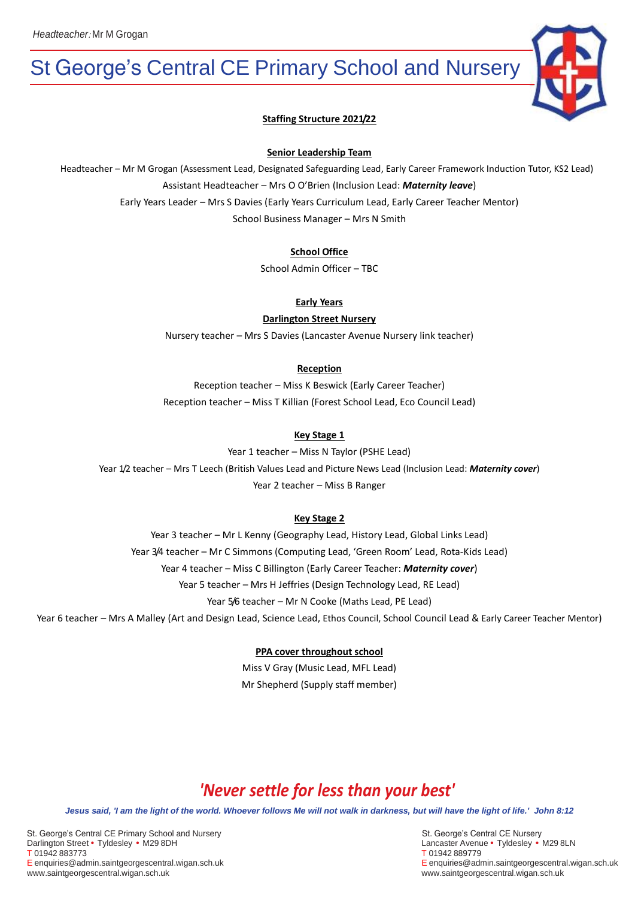*Headteacher:* Mr M Grogan

# St George's Central CE Primary School and Nursery

## Staffing Structure 2021/22

### Senior Leadership Team

Headteacher – Mr M Grogan (Assessment Lead, Designated Safeguarding Lead, Early Career Framework Induction Tutor, KS2 Lead)

Assistant Headteacher – Mrs O O'Brien (Inclusion Lead: ***Maternity leave***)

Early Years Leader – Mrs S Davies (Early Years Curriculum Lead, Early Career Teacher Mentor)

School Business Manager – Mrs N Smith

### School Office

School Admin Officer – TBC

### Early Years

### Darlington Street Nursery

Nursery teacher – Mrs S Davies (Lancaster Avenue Nursery link teacher)

### Reception

Reception teacher – Miss K Beswick (Early Career Teacher)

Reception teacher – Miss T Killian (Forest School Lead, Eco Council Lead)

### Key Stage 1

Year 1 teacher – Miss N Taylor (PSHE Lead)

Year 1/2 teacher – Mrs T Leech (British Values Lead and Picture News Lead (Inclusion Lead: ***Maternity cover***)

Year 2 teacher – Miss B Ranger

### Key Stage 2

Year 3 teacher – Mr L Kenny (Geography Lead, History Lead, Global Links Lead)

Year 3/4 teacher – Mr C Simmons (Computing Lead, 'Green Room' Lead, Rota-Kids Lead)

Year 4 teacher – Miss C Billington (Early Career Teacher: ***Maternity cover***)

Year 5 teacher – Mrs H Jeffries (Design Technology Lead, RE Lead)

Year 5/6 teacher – Mr N Cooke (Maths Lead, PE Lead)

Year 6 teacher – Mrs A Malley (Art and Design Lead, Science Lead, Ethos Council, School Council Lead & Early Career Teacher Mentor)

### PPA cover throughout school

Miss V Gray (Music Lead, MFL Lead)

Mr Shepherd (Supply staff member)

***'Never settle for less than your best'***

***Jesus said, 'I am the light of the world. Whoever follows Me will not walk in darkness, but will have the light of life.' John 8:12***

St. George's Central CE Primary School and Nursery
Darlington Street • Tyldesley • M29 8DH
T 01942 883773
E enquiries@admin.saintgeorgescentral.wigan.sch.uk
www.saintgeorgescentral.wigan.sch.uk

St. George's Central CE Nursery
Lancaster Avenue • Tyldesley • M29 8LN
T 01942 889779
E enquiries@admin.saintgeorgescentral.wigan.sch.uk
www.saintgeorgescentral.wigan.sch.uk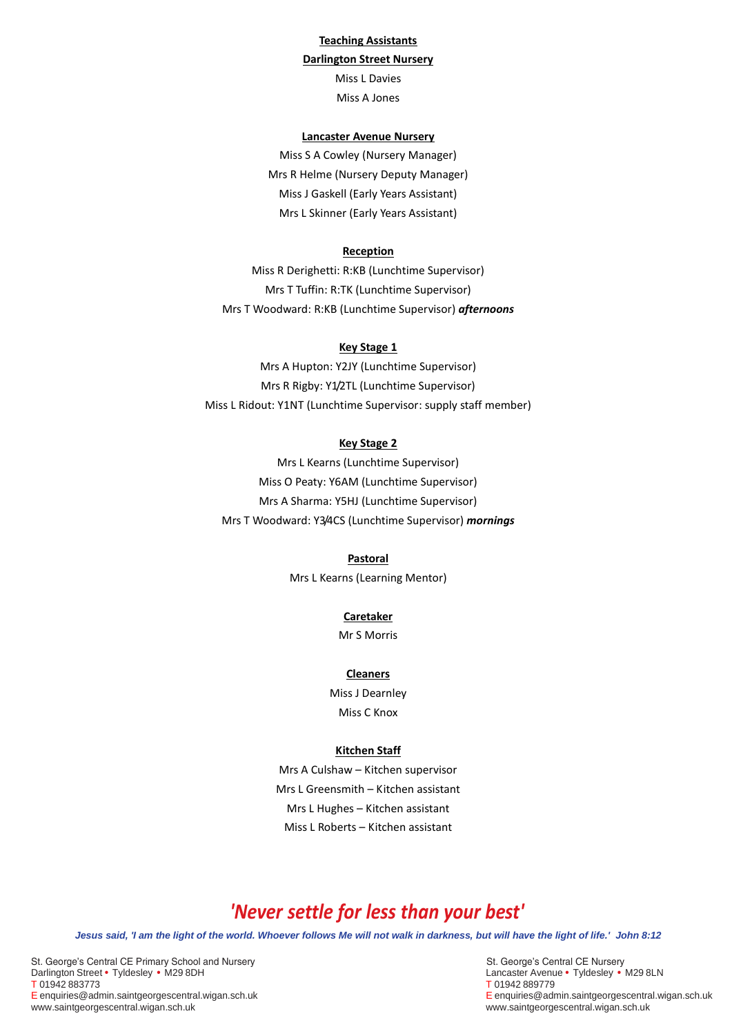**Teaching Assistants**

**Darlington Street Nursery**

Miss L Davies

Miss A Jones

**Lancaster Avenue Nursery**

Miss S A Cowley (Nursery Manager)

Mrs R Helme (Nursery Deputy Manager)

Miss J Gaskell (Early Years Assistant)

Mrs L Skinner (Early Years Assistant)

**Reception**

Miss R Derighetti: R:KB (Lunchtime Supervisor)

Mrs T Tuffin: R:TK (Lunchtime Supervisor)

Mrs T Woodward: R:KB (Lunchtime Supervisor) ***afternoons***

**Key Stage 1**

Mrs A Hupton: Y2JY (Lunchtime Supervisor)

Mrs R Rigby: Y1/2TL (Lunchtime Supervisor)

Miss L Ridout: Y1NT (Lunchtime Supervisor: supply staff member)

**Key Stage 2**

Mrs L Kearns (Lunchtime Supervisor)

Miss O Peaty: Y6AM (Lunchtime Supervisor)

Mrs A Sharma: Y5HJ (Lunchtime Supervisor)

Mrs T Woodward: Y3/4CS (Lunchtime Supervisor) ***mornings***

**Pastoral**

Mrs L Kearns (Learning Mentor)

**Caretaker**

Mr S Morris

**Cleaners**

Miss J Dearnley

Miss C Knox

**Kitchen Staff**

Mrs A Culshaw – Kitchen supervisor

Mrs L Greensmith – Kitchen assistant

Mrs L Hughes – Kitchen assistant

Miss L Roberts – Kitchen assistant

***'Never settle for less than your best'***

***Jesus said, 'I am the light of the world. Whoever follows Me will not walk in darkness, but will have the light of life.' John 8:12***

St. George's Central CE Primary School and Nursery
Darlington Street • Tyldesley • M29 8DH
T 01942 883773
E enquiries@admin.saintgeorgescentral.wigan.sch.uk
www.saintgeorgescentral.wigan.sch.uk

St. George's Central CE Nursery
Lancaster Avenue • Tyldesley • M29 8LN
T 01942 889779
E enquiries@admin.saintgeorgescentral.wigan.sch.uk
www.saintgeorgescentral.wigan.sch.uk